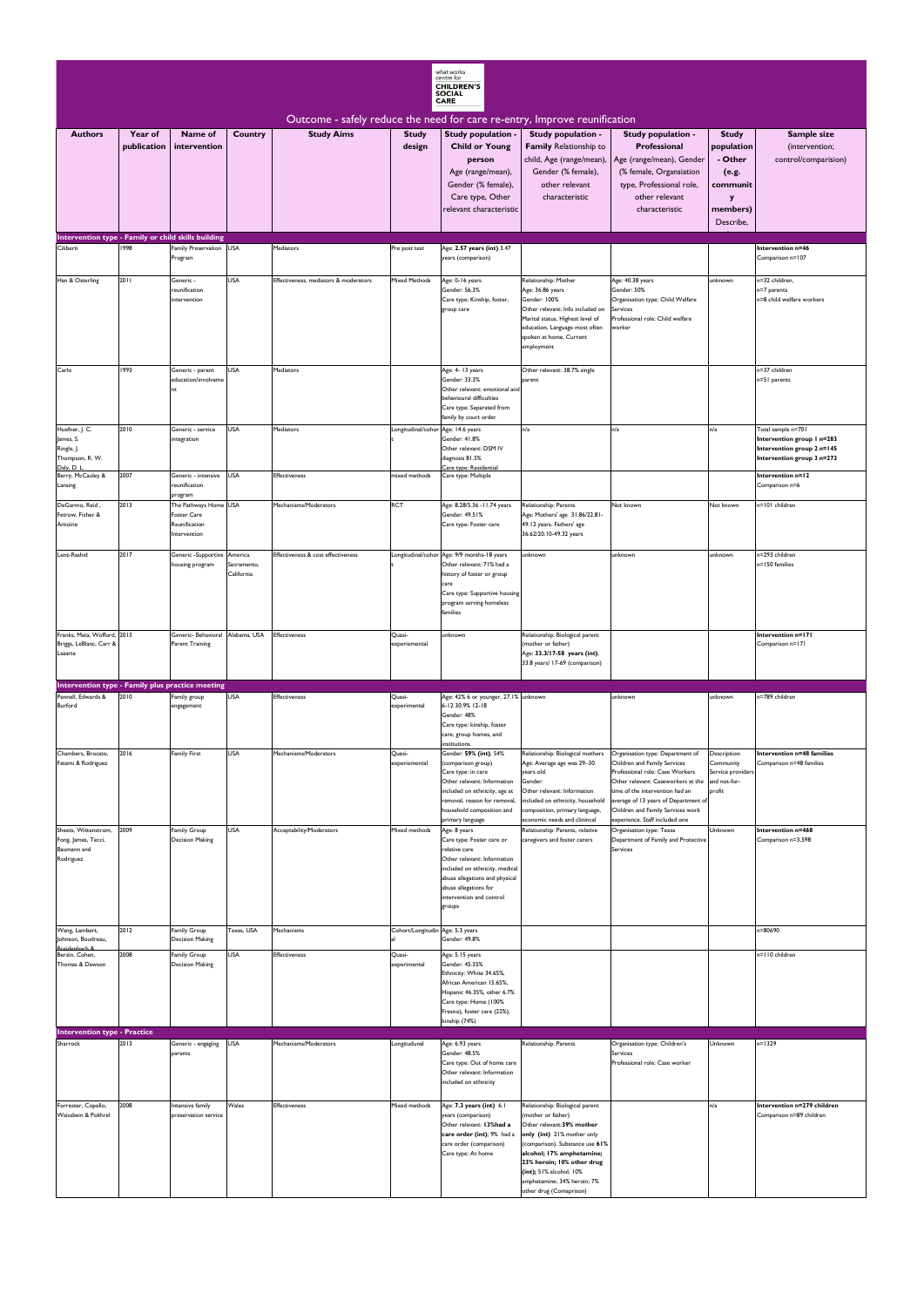what works centre for **CHILDREN'S SOCIAL CARE**

## Outcome - safely reduce the need for care re-entry, Improve reunification

| Authors | Year of publication | Name of intervention | Country | Study Aims | Study design | Study population - Child or Young person Age (range/mean), Gender (% female), Care type, Other relevant characteristic | Study population - Family Relationship to child, Age (range/mean), Gender (% female), other relevant characteristic | Study population - Professional Age (range/mean), Gender (% female, Organsiation type, Professional role, other relevant characteristic | Study population - Other (e.g. community members) Describe, | Sample size (intervention; control/comparision) |
|---|---|---|---|---|---|---|---|---|---|---|
| **Intervention type - Family or child skills building** | | | | | | | | | | |
| Ciliberti | 1998 | Family Preservation Program | USA | Mediators | Pre post test | Age: **2.57 years (int)** 3.47 years (comparison) | | | | **Intervention n=46** Comparison n=107 |
| Han & Osterling | 2011 | Generic - reunification intervention | USA | Effectiveness, mediators & moderators | Mixed Methods | Age: 0-16 years Gender: 56.3% Care type: Kinship, foster, group care | Relationship: Mother Age: 36.86 years Gender: 100% Other relevant: Info included on Marital status, Highest level of education, Language most often spoken at home, Current employment | Age: 40.38 years Gender: 50% Organisation type: Child Welfare Services Professional role: Child welfare worker | unknown | n=32 children, n=7 parents n=8 child welfare workers |
| Carlo | 1993 | Generic - parent education/involvement | USA | Mediators | | Age: 4- 13 years Gender: 33.3% Other relevant: emotional and behavioural difficulties Care type: Separated from family by court order | Other relevant: 38.7% single parent | | | n=37 children n=51 parents |
| Huefner, J. C. James, S. Ringle, J. Thompson, R. W. Daly, D. L. | 2010 | Generic - service integration | USA | Mediators | Longitudinal/cohort | Age: 14.6 years Gender: 41.8% Other relevant: DSM IV diagnosis 81.5% Care type: Residential | n/a | n/a | n/a | Total sample n=701 **Intervention group 1 n=283** **Intervention group 2 n=145** **Intervention group 3 n=273** |
| Berry, McCauley & Lansing | 2007 | Generic - intensive reunification program | USA | Effectiveness | mixed methods | Care type: Multiple | | | | **Intervention n=12** Comparison n=6 |
| DeGarmo, Reid , Fetrow, Fisher & Antoine | 2013 | The Pathways Home Foster Care Reunification Intervention | USA | Mechanisms/Moderators | RCT | Age: 8.28/5.36 -11.74 years Gender: 49.51% Care type: Foster care | Relationship: Parents Age: Mothers' age 31.86/22.81-49.12 years. Fathers' age 36.62/20.10-49.32 years | Not known | Not known | n=101 children |
| Lenz-Rashid | 2017 | Generic -Supportive housing program | America. Sacramento, California | Effectiveness & cost effectiveness | Longitudinal/cohort | Age: 9/9 months-18 years Other relevant: 71% had a history of foster or group care Care type: Supportive housing program serving homeless families | unknown | unknown | unknown | n=293 children n=150 families |
| Franks, Mata, Wofford, Briggs, LeBlanc, Carr & Lazarte | 2013 | Generic- Behavioral Parent Training | Alabama, USA | Effectiveness | Quasi-experiemental | unknown | Relationship: Biological parent (mother or father) Age: **33.3/17-58 years (int)**; 33.8 years/ 17-69 (comparison) | | | **Intervention n=171** Comparison n=171 |
| **Intervention type - Family plus practice meeting** | | | | | | | | | | |
| Pennell, Edwards & Burford | 2010 | Family group engagement | USA | Effectiveness | Quasi-experimental | Age: 42% 6 or younger, 27.1% 6-12 30.9% 12-18 Gender: 48% Care type: kinship, foster care, group homes, and institutions. | unknown | unknown | unknown | n=789 children |
| Chambers, Brocato, Fatemi & Rodriguez | 2016 | Family First | USA | Mechanisms/Moderators | Quasi-experiemental | Gender: **59% (int)**, 54% (comparison group) Care type: in care Other relevant: Information included on ethnicity, age at removal, reason for removal, household composition and primary language | Relationship: Biological mothers Age: Average age was 29–30 years old. Gender: Other relevant: Information included on ethnicity, household composition, primary language, economic needs and clinincal | Organisation type: Department of Children and Family Services Professional role: Case Workers Other relevant: Caseworkers at the time of the intervention had an average of 13 years of Department of Children and Family Services work experience. Staff included one | Description: Community Service providers and not-for-profit | **Intervention n=48 families** Comparison n=48 families |
| Sheets, Wittenstrom, Fong, James, Tecci, Baumann and Rodriguez | 2009 | Family Group Decision Making | USA | Acceptability/Moderators | Mixed methods | Age: 8 years Care type: Foster care or relative care Other relevant: Information included on ethnicity, medical abuse allegations and physical abuse allegations for intervention and control groups | Relationship: Parents, relative caregivers and foster carers | Organisation type: Texas Department of Family and Protective Services | Unknown | **Intervention n=468** Comparison n=3,598 |
| Wang, Lambert, Johnson, Boudreau, Breidenbach & | 2012 | Family Group Decision Making | Texas, USA | Mechanisms | Cohort/Longitudinal | Age: 5.3 years Gender: 49.8% | | | | n=80690 |
| Berzin, Cohen, Thomas & Dawson | 2008 | Family Group Decision Making | USA | Effectiveness | Quasi-experimental | Age: 5.15 years Gender: 45.35% Ethnicity: White 34.65%, African American 15.65%, Hispanic 46.35%, other 6.7% Care type: Home (100% Fresno), foster care (22%), kinship (74%) | | | | n=110 children |
| **Intervention type - Practice** | | | | | | | | | | |
| Sharrock | 2013 | Generic - engaging parents | USA | Mechanisms/Moderators | Longitudinal | Age: 6.93 years Gender: 48.5% Care type: Out of home care Other relevant: Information included on ethnicity | Relationship: Parents | Organisation type: Children's Services Professional role: Case worker | Unknown | n=1329 |
| Forrester, Copello, Waissbein & Pokhrel | 2008 | Intensive family preservation service | Wales | Effectiveness | Mixed methods | Age: **7.3 years (int)** 6.1 years (comparison) Other relevant: **13%had a care order (int)**; 9% had a care order (comparison) Care type: At home | Relationship: Biological parent (mother or father) Other relevant:**39% mother only (int)** 21% mother only (comparison). Substance use **61% alcohol; 17% amphetamine; 23% heroin; 10% other drug (int)**; 51% alcohol; 10% amphetamine; 34% heroin; 7% other drug (Comaprison) | | n/a | **Intervention n=279 children** Comparison n=89 children |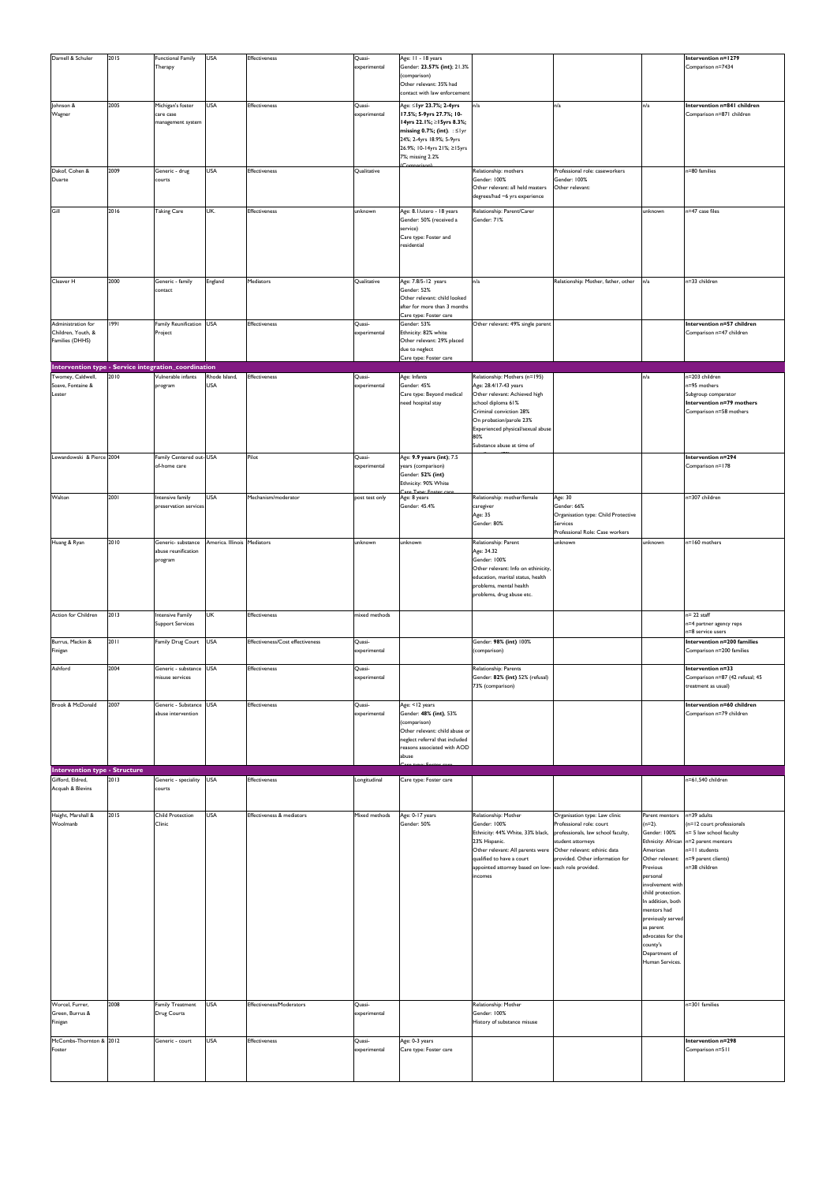| Darnell & Schuler | 2015 | Functional Family Therapy | USA | Effectiveness | Quasi-experimental | Age: 11 - 18 years<br>Gender: **23.57% (int)**; 21.3% (comparison)<br>Other relevant: 35% had contact with law enforcement | | | | **Intervention n=1279**<br>Comparison n=7434 |
|---|---|---|---|---|---|---|---|---|---|---|
| Johnson & Wagner | 2005 | Michigan's foster care case management system | USA | Effectiveness | Quasi-experimental | Age: **≤1yr 23.7%; 2-4yrs 17.5%; 5-9yrs 27.7%; 10-14yrs 22.1%; ≥15yrs 8.3%; missing 0.7%; (int)**. ≤1yr 24%; 2-4yrs 18.9%; 5-9yrs 26.9%; 10-14yrs 21% ≥15yrs 7%; missing 2.2% (Comparison) | n/a | n/a | n/a | **Intervention n=841 children**<br>Comparison n=871 children |
| Dakof, Cohen & Duarte | 2009 | Generic - drug courts | USA | Effectiveness | Qualitative | | Relationship: mothers<br>Gender: 100%<br>Other relevant: all held masters degrees/had ~6 yrs experience | Professional role: caseworkers<br>Gender: 100%<br>Other relevant: | | n=80 families |
| Gill | 2016 | Taking Care | UK. | Effectiveness | unknown | Age: 8.1/utero - 18 years<br>Gender: 50% (received a service)<br>Care type: Foster and residential | Relationship: Parent/Carer<br>Gender: 71% | | unknown | n=47 case files |
| Cleaver H | 2000 | Generic - family contact | England | Mediators | Qualitative | Age: 7.8/5-12 years<br>Gender: 52%<br>Other relevant: child looked after for more than 3 months<br>Care type: Foster care | n/a | Relationship: Mother, father, other | n/a | n=33 children |
| Administration for Children, Youth, & Families (DHHS) | 1991 | Family Reunification Project | USA | Effectiveness | Quasi-experimental | Gender: 53%<br>Ethnicity: 82% white<br>Other relevant: 29% placed due to neglect<br>Care type: Foster care | Other relevant: 49% single parent | | | **Intervention n=57 children**<br>Comparison n=47 children |
| **Intervention type - Service integration_coordination** | | | | | | | | | | |
| Twomey, Caldwell, Soave, Fontaine & Lester | 2010 | Vulnerable infants program | Rhode Island, USA | Effectiveness | Quasi-experimental | Age: Infants<br>Gender: 45%<br>Care type: Beyond medical need hospital stay | Relationship: Mothers (n=195)<br>Age: 28.4/17-43 years<br>Other relevant: Achieved high school diploma 61%<br>Criminal conviction 28%<br>On probation/parole 23%<br>Experienced physical/sexual abuse 80%<br>Substance abuse at time of | | n/a | n=203 children<br>n=95 mothers<br>Subgroup comparator<br>**Intervention n=79 mothers**<br>Comparison n=58 mothers |
| Lewandowski & Pierce | 2004 | Family Centered out-of-home care | USA | Pilot | Quasi-experimental | Age: **9.9 years (int)**; 7.5 years (comparison)<br>Gender: **52% (int)**<br>Ethnicity: 90% White<br>Care Type: Foster care | | | | **Intervention n=294**<br>Comparison n=178 |
| Walton | 2001 | Intensive family preservation services | USA | Mechanism/moderator | post test only | Age: 8 years<br>Gender: 45.4% | Relationship: mother/female caregiver<br>Age: 35<br>Gender: 80% | Age: 30<br>Gender: 66%<br>Organisation type: Child Protective Services<br>Professional Role: Case workers | | n=307 children |
| Huang & Ryan | 2010 | Generic- substance abuse reunification program | America. Illinois | Mediators | unknown | unknown | Relationship: Parent<br>Age: 34.32<br>Gender: 100%<br>Other relevant: Info on ethinicity, education, marital status, health problems, mental health problems, drug abuse etc. | unknown | unknown | n=160 mothers |
| Action for Children | 2013 | Intensive Family Support Services | UK | Effectiveness | mixed methods | | | | | n= 22 staff<br>n=4 partner agency reps<br>n=8 service users |
| Burrus, Mackin & Finigan | 2011 | Family Drug Court | USA | Effectiveness/Cost effectiveness | Quasi-experimental | | Gender: **98% (int)** 100% (comparison) | | | **Intervention n=200 families**<br>Comparison n=200 families |
| Ashford | 2004 | Generic - substance misuse services | USA | Effectiveness | Quasi-experimental | | Relationship: Parents<br>Gender: **82% (int)** 52% (refusal) 73% (comparison) | | | **Intervention n=33**<br>Comparison n=87 (42 refusal; 45 treatment as usual) |
| Brook & McDonald | 2007 | Generic - Substance abuse intervention | USA | Effectiveness | Quasi-experimental | Age: <12 years<br>Gender: **48% (int)**, 53% (comparison)<br>Other relevant: child abuse or neglect referral that included reasons associated with AOD abuse<br>Care type: Foster care | | | | **Intervention n=60 children**<br>Comparison n=79 children |
| **Intervention type - Structure** | | | | | | | | | | |
| Gifford, Eldred, Acquah & Blevins | 2013 | Generic - speciality courts | USA | Effectiveness | Longitudinal | Care type: Foster care | | | | n=61,540 children |
| Haight, Marshall & Woolmanb | 2015 | Child Protection Clinic | USA | Effectiveness & mediators | Mixed methods | Age: 0-17 years<br>Gender: 50% | Relationship: Mother<br>Gender: 100%<br>Ethnicity: 44% White, 33% black, 23% Hispanic.<br>Other relevant: All parents were qualified to have a court appointed attorney based on low-incomes | Organisation type: Law clinic<br>Professional role: court professionals, law school faculty, student attorneys<br>Other relevant: ethnic data provided. Other information for each role provided. | Parent mentors (n=2).<br>Gender: 100%<br>Ethnicity: African American<br>Other relevant: Previous personal involvement with child protection. In addition, both mentors had previously served as parent advocates for the county's Department of Human Services. | n=39 adults<br>(n=12 court professionals<br>n= 5 law school faculty<br>n=2 parent mentors<br>n=11 students<br>n=9 parent clients)<br>n=38 children |
| Worcel, Furrer, Green, Burrus & Finigan | 2008 | Family Treatment Drug Courts | USA | Effectiveness/Moderators | Quasi-experimental | | Relationship: Mother<br>Gender: 100%<br>History of substance misuse | | | n=301 families |
| McCombs-Thornton & Foster | 2012 | Generic - court | USA | Effectiveness | Quasi-experimental | Age: 0-3 years<br>Care type: Foster care | | | | **Intervention n=298**<br>Comparison n=511 |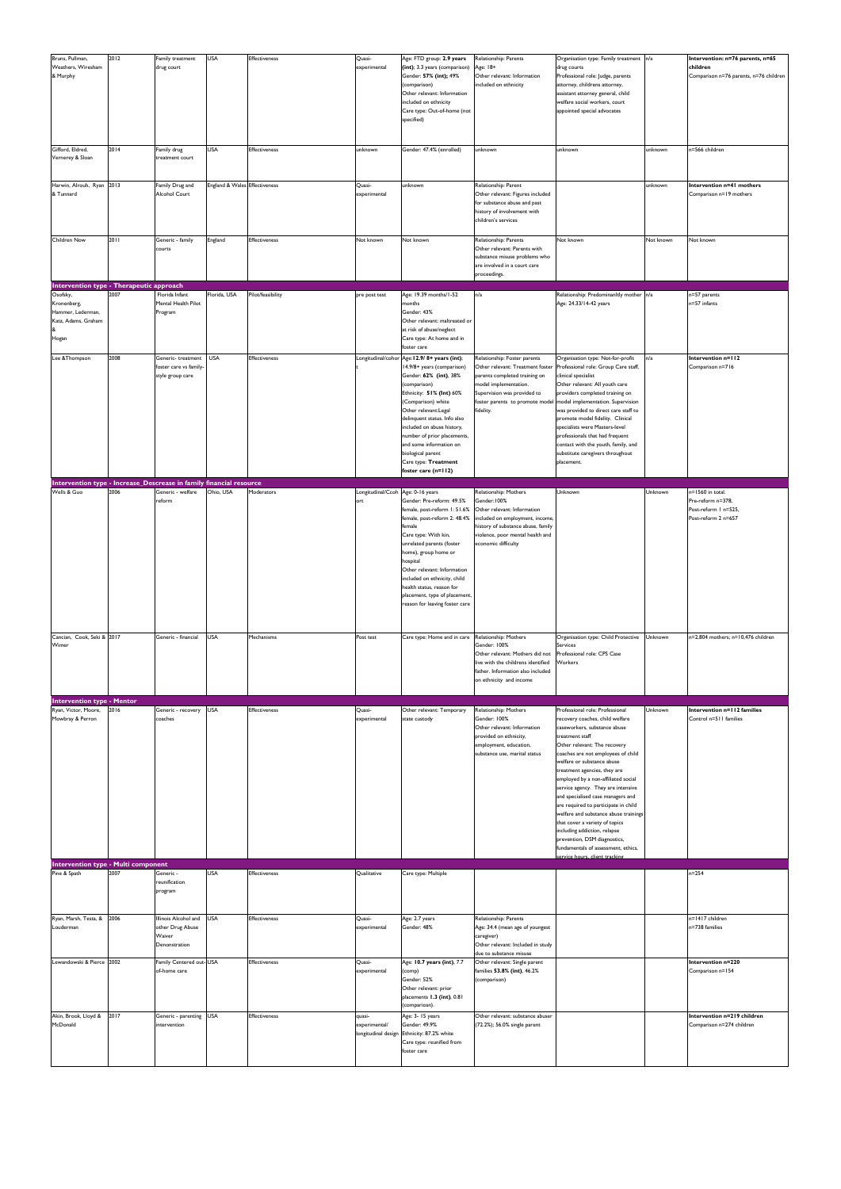| | | | | | | | | | | |
|---|---|---|---|---|---|---|---|---|---|---|
| Bruns, Pullman, Weathers, Wiresham & Murphy | 2012 | Family treatment drug court | USA | Effectiveness | Quasi-experimental | Age: FTD group: **2.9 years (int)**; 3.3 years (comparison) Gender: **57% (int)**; 49% (comparison) Other relevant: Information included on ethnicity Care type: Out-of-home (not specified) | Relationship: Parents Age: 18+ Other relevant: Information included on ethnicity | Organisation type: Family treatment drug courts Professional role: Judge, parents attorney, childrens attorney, assistant attorney general, child welfare social workers, court appointed special advocates | n/a | **Intervention: n=76 parents, n=65 children** Comparison n=76 parents, n=76 children |
| Gifford, Eldred, Vernerey & Sloan | 2014 | Family drug treatment court | USA | Effectiveness | unknown | Gender: 47.4% (enrolled) | unknown | unknown | unknown | n=566 children |
| Harwin, Alrouh, Ryan & Tunnard | 2013 | Family Drug and Alcohol Court | England & Wales | Effectiveness | Quasi-experimental | unknown | Relationship: Parent Other relevant: Figures included for substance abuse and past history of involvement with children's services | | unknown | **Intervention n=41 mothers** Comparison n=19 mothers |
| Children Now | 2011 | Generic - family courts | England | Effectiveness | Not known | Not known | Relationship: Parents Other relevant: Parents with substance misuse problems who are involved in a court care proceedings. | Not known | Not known | Not known |
| **Intervention type - Therapeutic approach** | | | | | | | | | | |
| Osofsky, Kronenberg, Hammer, Lederman, Katz, Adams, Graham & Hogan | 2007 | Florida Infant Mental Health Pilot Program | Florida, USA | Pilot/feasibility | pre post test | Age: 19.39 months/1-52 months Gender: 43% Other relevant: maltreated or at risk of abuse/neglect Care type: At home and in foster care | n/a | Relationship: Predominantly mother Age: 24.33/14-42 years | n/a | n=57 parents n=57 infants |
| Lee &Thompson | 2008 | Generic- treatment foster care vs family-style group care | USA | Effectiveness | Longitudinal/cohort | Age:**12.9/ 8+ years (int)**; 14.9/8+ years (comparison) Gender: **62% (int)**, 38% (comparison) Ethnicity: **51% (Int)** 60% (Comparison) white Other relevant:Legal delinquent status. Info also included on abuse history, number of prior placements, and some information on biological parent Care type: **Treatment foster care (n=112)** | Relationship: Foster parents Other relevant: Treatment foster parents completed training on model implementation. Supervision was provided to foster parents to promote model fidelity. | Organisation type: Not-for-profit Professional role: Group Care staff, clinical specialist Other relevant: All youth care providers completed training on model implementation. Supervision was provided to direct care staff to promote model fidelity. Clinical specialists were Masters-level professionals that had frequent contact with the youth, family, and substitute caregivers throughout placement. | n/a | **Intervention n=112** Comparison n=716 |
| **Intervention type - Increase_Descrease in family financial resource** | | | | | | | | | | |
| Wells & Guo | 2006 | Generic - welfare reform | Ohio, USA | Moderators | Longitudinal/Cohort | Age: 0-16 years Gender: Pre-reform: 49.5% female, post-reform 1: 51.6% female, post-reform 2: 48.4% female Care type: With kin, unrelated parents (foster home), group home or hospital Other relevant: Information included on ethnicity, child health status, reason for placement, type of placement, reason for leaving foster care | Relationship: Mothers Gender:100% Other relevant: Information included on employment, income, history of substance abuse, family violence, poor mental health and economic difficulty | Unknown | Unknown | n=1560 in total. Pre-reform n=378, Post-reform 1 n=525, Post-reform 2 n=657 |
| Cancian, Cook, Seki & Wimer | 2017 | Generic - financial | USA | Mechanisms | Post test | Care type: Home and in care | Relationship: Mothers Gender: 100% Other relevant: Mothers did not live with the childrens identified father. Information also included on ethnicity and income | Organisation type: Child Protective Services Professional role: CPS Case Workers | Unknown | n=2,804 mothers; n=10,476 children |
| **Intervention type - Mentor** | | | | | | | | | | |
| Ryan, Victor, Moore, Mowbray & Perron | 2016 | Generic - recovery coaches | USA | Effectiveness | Quasi-experimental | Other relevant: Temporary state custody | Relationship: Mothers Gender: 100% Other relevant: Information provided on ethnicity, employment, education, substance use, marital status | Professional role: Professional recovery coaches, child welfare caseworkers, substance abuse treatment staff Other relevant: The recovery coaches are not employees of child welfare or substance abuse treatment agencies, they are employed by a non-affiliated social service agency. They are intensive and specialised case managers and are required to participate in child welfare and substance abuse trainings that cover a variety of topics including addiction, relapse prevention, DSM diagnostics, fundamentals of assessment, ethics, service hours, client tracking | Unknown | **Intervention n=112 families** Control n=511 families |
| **Intervention type - Multi component** | | | | | | | | | | |
| Pine & Spath | 2007 | Generic - reunification program | USA | Effectiveness | Qualitative | Care type: Multiple | | | | n=254 |
| Ryan, Marsh, Testa, & Louderman | 2006 | Illinois Alcohol and other Drug Abuse Waiver Demonstration | USA | Effectiveness | Quasi-experimental | Age: 2.7 years Gender: 48% | Relationship: Parents Age: 34.4 (mean age of youngest caregiver) Other relevant: Included in study due to substance misuse | | | n=1417 children n=738 families |
| Lewandowski & Pierce | 2002 | Family Centered out-of-home care | USA | Effectiveness | Quasi-experimental | Age: **10.7 years (int)**, 7.7 (comp) Gender: 52% Other relevant: prior placements **1.3 (int)**, 0.81 (comparison). | Other relevant: Single parent families **53.8% (int)**, 46.2% (comparison) | | | **Intervention n=220** Comparison n=154 |
| Akin, Brook, Lloyd & McDonald | 2017 | Generic - parenting intervention | USA | Effectiveness | quasi-experimental/ longitudinal design | Age: 3- 15 years Gender: 49.9% Ethnicity: 87.2% white Care type: reunified from foster care | Other relevant: substance abuser (72.2%); 56.0% single parent | | | **Intervention n=219 children** Comparison n=274 children |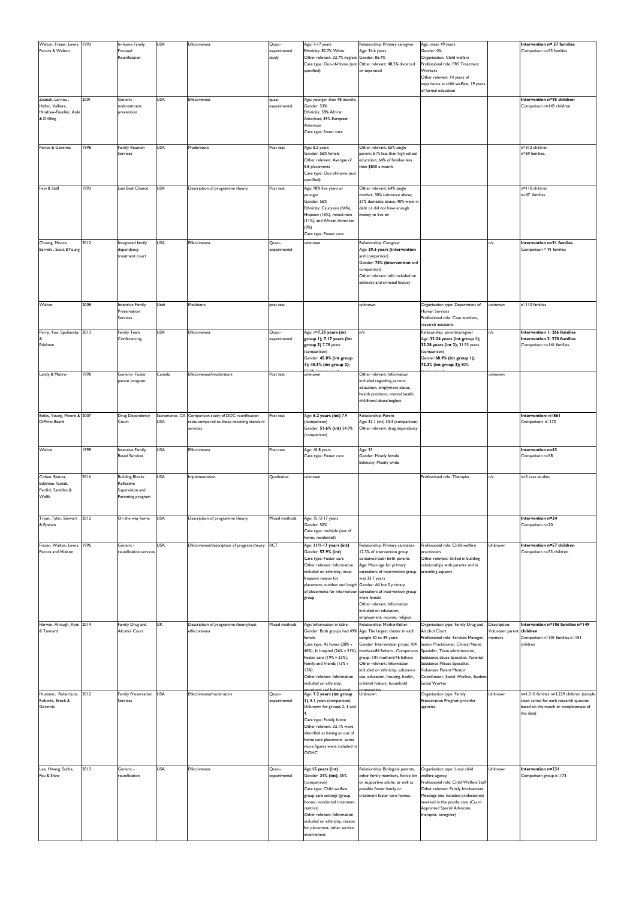| | | | | | | | | | | |
|---|---|---|---|---|---|---|---|---|---|---|
| Walton, Fraser, Lewis, Pecora & Walton. | 1993 | In-home Family Focused Reunification | USA | Effectiveness | Quasi-experimental study | Age: 1-17 years<br>Ethnicity: 82.7% White<br>Other relevant: 32.7% neglect<br>Care type: Out-of-Home (not specified) | Relationship: Primary caregiver<br>Age: 34.6 years<br>Gender: 86.4%<br>Other relevant: 48.2% divorced or seperated | Age: mean 49 years<br>Gender: 0%<br>Organisation: Child welfare<br>Professional role: FRS Treatment Workers<br>Other relevant: 14 years of experience in child welfare; 19 years of formal education | | **Intervention n= 57 families**<br>Comparison n=53 families |
| Zeanah, Larrieu , Heller, Valliere, Hinshaw-Fuselier, Aoki & Drilling | 2001 | Generic - maltreatment prevention | USA | Effectiveness | quasi-experimental | Age: younger than 48 months<br>Gender: 53%<br>Ethnicity: 58% African American; 39% European American<br>Care type: foster care | | | | **Intervention n=95 children**<br>Comparison n=145 children |
| Pierce & Geremia | 1998 | Family Reunion Services | USA | Moderators | Post test | Age: 8.2 years<br>Gender: 56% female<br>Other relevant: Avergae of 5.8 placements<br>Care type: Out-of-home (not specified) | Other relevant: 65% single parent; 61% less than high school education; 64% of families less then $800 a month | | | n=312 children<br>n=69 families. |
| Fein & Staff | 1993 | Last Best Chance | USA | Description of programme theory | Post test | Age: 78% five years or younger<br>Gender: 56%<br>Ethnicity: Caucasian (64%), Hispanic (16%), mixed-race (11%), and African American (9%)<br>Care type: Foster care | Other relevant: 64% single mother; 30% substance abuse; 21% domestic abuse; 40% were in debt or did not have enough money to live on | | | n=110 children<br>n=47 families |
| Chuang, Moore, Barrett , Scott &Young | 2012 | Integrated family dependency treatment court | USA | Effectiveness | Quasi-experimental | unknown | Relationship: Caregiver<br>Age: **29.6 years (intervention** and comparison)<br>Gender: **78% (intervention** and comparison)<br>Other relevant: info included on ethnicity and criminal history | | n/a | **Intervention n=91 familes**<br>Comparison = 91 families |
| Walton | 2008 | Intensive Family Preservation Services | Utah | Mediators | post test | | unknown | Organisation type: Department of Human Services<br>Professional role: Case workers, research assistants | unknown | n=110 families |
| Perry, Yoo, Spoliansky & Edelman | 2013 | Family Team Conferencing | USA | Effectiveness | Quasi-experimental | Age: n=**7.35 years (int group 1); 7.17 years (int group 2)** 7.78 years (comparison)<br>Gender: **45.8% (int group 1); 45.5% (int group 2);** | n/a | Relationship: parent/caregiver<br>Age: **32.24 years (int group 1); 32.28 years (int 2);** 31.53 years (comparison)<br>Gender:**68.9% (int group 1); 72.2% (int group 2);** 80% | n/a | **Intervention 1: 266 families**<br>**Intervention 2: 270 families**<br>Comparison n=141 families |
| Landy & Munro | 1998 | Generic- Foster parent program | Canada | Effectiveness/moderators | Post test | unknown | Other relevant: Information included regarding parents education, emplyment status, health problems, mental health, childhood abuse/neglect | | unknown | |
| Boles, Young, Moore & DiPirro-Beard | 2007 | Drug Dependency Court | Sacramento, CA USA | Comparison study of DDC reunification rates compared to those receiving standard services | Post test | Age: **6.2 years (int)** 7.9 (comparison)<br>Gender: **51.6% (int)** 54.9% (comparison) | Relationship: Parent<br>Age: 32.1 (int) 33.4 (comparison)<br>Other relevant: drug dependency | | | **Intervention: n=861**<br>Comparison: n=173 |
| Walton | 1998 | Intensive Family Based Services | USA | Effectiveness | Post-test | Age: 10.8 years<br>Care type: Foster care | Age: 35<br>Gender: Mostly female<br>Ethnicity: Mostly white | | | **Intervention n=62**<br>Comparison n=58 |
| Cohen, Remez, Edelman, Golub, Pacifici, Santillan & Wolfe | 2016 | Building Blocks Reflective Supervision and Parenting program | USA | Implementation | Qualitative | unknown | | Professional role: Therapist | n/a | n=5 case studies |
| Trout, Tyler, Stewart & Epstein | 2012 | On the way home | USA | Description of programme theory | Mixed methods | Age: 15 /3-17 years<br>Gender: 50%<br>Care type: multiple (out of home, residential) | | | | **Intervention n=24**<br>Comparison n=20 |
| Fraser, Walton, Lewis, Pecora and Walton | 1996 | Generic - reunification services | USA | Effectiveness/description of program theory | RCT | Age: 11/1-17 years (int)<br>Gender: **57.9% (int)**<br>Care type: Foster care<br>Other relevant: Information included on ethnicity, most frequent reason for placement, number and length of placements for intervention group | Relationship: Primary caretaker. 12.3% of intervention group contained both birth parents<br>Age: Mean age for primary caretakers of intervention group was 33.7 years<br>Gender: All but 5 primary caretakers of intervention group were female<br>Other relevant: Information included on education, employment, income, religion | Professional role: Child welfare practioners<br>Other relevant: Skilled in building relationships with parents and in providing support | Unknown | **Intervention n=57 children**<br>Comparison n=53 children |
| Harwin, Alrough, Ryan & Tunnard | 2014 | Family Drug and Alcohol Court | UK | Description of programme theory/cost effectiveness | Mixed methods | Age: Information in table<br>Gender: Both groups had 49% female<br>Care type: At home (38% v 40%), In hospital (26% v 21%), Foster care (19% v 23%), Family and friends (13% v 12%).<br>Other relevant: Information included on ethnicity, emotional and behavioural | Relationship: Mother/father<br>Age: The largest cluster in each sample 30 to 39 years<br>Gender: Intervention group: 104 mothers/84 fathers , Comparison group: 101 mothers/76 fathers<br>Other relevant: Information included on ethnicity, substance use, education, housing, health, criminal history, household composition | Organisation type: Family Drug and Alcohol Court<br>Professional role: Services Manager, Senior Practitioner, Clinical Nurse Specialist, Team administrator, Subsance abuse Specialist, Parental Substance Misuse Specialist, Volunteer Parent Mentor Coordinator, Social Worker, Student Social Worker | Description: Volunteer parent mentors | **Intervention n=106 families n=149 children**<br>Comparison n=101 families n=151 children |
| Huebner, Robertson, Roberts, Brock & Geremia | 2012 | Family Preservation Services | USA | Effectiveness/moderators | Quasi-experimental | Age: **7.2 years (int group 1)**, 8.1 years (comparison). Unknown for groups 2, 3 and 4.<br>Care type: Family home<br>Other relevant: 32.1% were identified as having an out of home care placement- some more figures were included re OOHC | Unknown | Organisation type: Family Preservation Program provider agencies | Unknown | n=1,510 families n=3,229 children (sample sized varied for each research question based on the match or completeness of the data) |
| Lee, Hwang, Socha, Pau & Shaw | 2013 | Generic - reunification | USA | Effectiveness | Quasi-experimental | Age:**15 years (int)**<br>Gender: **34% (int)**; 35% (comparison)<br>Care type: Child welfare group care settings (group homes, residential treatment centres)<br>Other relevant: Information included on ethnicity, reason for placement, other service involvement | Relationship: Biological parents, other family members, fictive kin or supportive adults, as well as possible foster family or treatment foster care homes. | Organisation type: Local child welfare agency<br>Professional role: Child Welfare Staff<br>Other relevant: Family Involvement Meetings also included professionals involved in the youths care (Court Appointed Special Advocate, therapist, caregiver) | Unknown | **Intervention n=231**<br>Comparison group n=173 |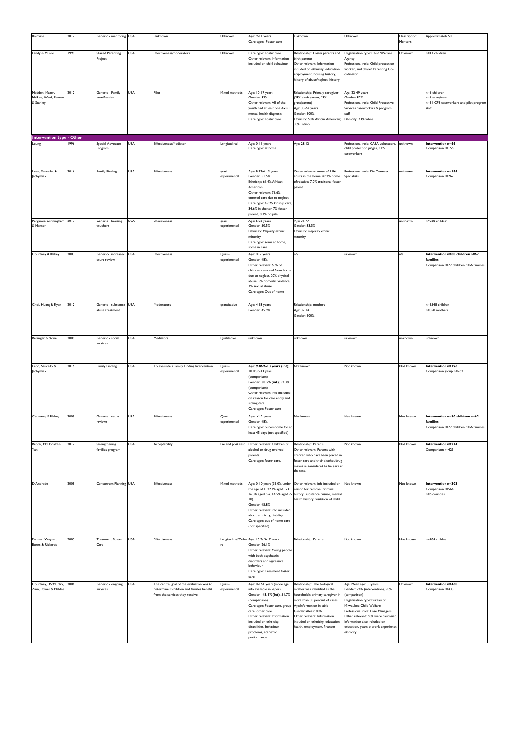| | | | | | | | | | | |
|---|---|---|---|---|---|---|---|---|---|---|
| Rainville | 2012 | Generic - mentoring | USA | Unknown | Unknown | Age: 9-11 years<br>Care type: Foster care | Unknown | Unknown | Description: Mentors | Approximately 50 |
| Landy & Munro | 1998 | Shared Parenting Project | USA | Effectiveness/moderators | Unknown | Care type: Foster care<br>Other relevant: Information included on child behaviour | Relationship: Foster parents and birth parents<br>Other relevant: Information included on ethnicity, education, employment, housing history, history of abuse/neglect, history | Organisation type: Child Welfare Agency<br>Professional role: Child protection worker, and Shared Parenting Co-ordinator | Unknown | n=13 children |
| Madden, Maher, McRoy, Ward, Peveto & Stanley | 2012 | Generic - Family reunification | USA | Pilot | Mixed methods | Age: 10-17 years<br>Gender: 33%<br>Other relevant: All of the youth had at least one Axis I mental health diagnosis<br>Care type: Foster care | Relationship: Primary caregiver (33% birth parent, 33% grandparent)<br>Age: 33-67 years<br>Gender: 100%<br>Ethnicity: 50% African American; 33% Latino | Age: 22-49 years<br>Gender: 82%<br>Professional role: Child Protective Services caseworkers & program staff<br>Ethnicity: 73% white | | n=6 children<br>n=6 caregivers<br>n=11 CPS caseworkers and pilot program staff |
| **Intervention type - Other** | | | | | | | | | | |
| Leung | 1996 | Special Advocate Program | USA | Effectiveness/Mediator | Longitudinal | Age: 0-11 years<br>Care type: at home | Age: 28.12 | Professional role: CASA volunteers, child protection judges, CPS caseworkers | unknown | **Intervention n=66**<br>Comparison n=155 |
| Leon, Saucedo, & Jachymiak | 2016 | Family Finding | USA | Effectiveness | quasi-experimental | Age: 9.97/6-13 years<br>Gender: 51.5%<br>Ethnicity: 61.4% African American<br>Other relevant: 76.6% entered care due to neglect<br>Care type: 49.2% kinship care, 34.6% in shelter, 7% foster parent, 8.3% hospital | Other relevant: mean of 1.86 adults in the home; 49.2% home of relative; 7.0% traditonal foster parent | Professional role: Kin Connect Specialists | unknown | **Intervention n=196**<br>Comparison n=262 |
| Pergamit, Cunningham & Hanson | 2017 | Generic - housing vouchers | USA | Effectiveness | quasi-experimental | Age: 6.82 years<br>Gender: 50.5%<br>Ethnicity: Majority ethnic minority<br>Care type: some at home, some in care | Age: 31.77<br>Gender: 83.5%<br>Ethnicity: majority ethnic minority | | unknown | n=828 children |
| Courtney & Blakey | 2003 | Generic- increased court review | USA | Effectiveness | Quasi-experimental | Age: <12 years<br>Gender: 48%<br>Other relevant: 60% of children removed from home due to neglect, 20% physical abuse, 5% domestic violence, 3% sexual abuse<br>Care type: Out-of-home | n/a | unknown | n/a | **Intervention n=80 children n=62 families**<br>Comparison n=77 children n=66 families |
| Choi, Huang & Ryan | 2012 | Generic - substance abuse treatment | USA | Moderators | quantitative | Age: 4.18 years<br>Gender: 45.9% | Relationship: mothers<br>Age: 32.14<br>Gender: 100% | | | n=1548 children<br>n=858 mothers |
| Belanger & Stone | 2008 | Generic - social services | USA | Mediators | Qualitative | unknown | unknown | unknown | unknown | unknown |
| Leon, Saucedo & Jachymiak | 2016 | Family Finding | USA | To evaluate a Family Finding Intervention. | Quasi-experimental | Age: **9.86/6-13 years (int)**; 10.05/6-13 years (comparison)<br>Gender: **50.5% (int)**; 52.3% (comparison)<br>Other relevant: info included on reason for care entry and sibling data<br>Care type: Foster care | Not known | Not known | Not known | **Intervention n=196**<br>Comparison group n=262 |
| Courtney & Blakey | 2003 | Generic - court reviews | USA | Effectiveness | Quasi-experimental | Age: <12 years<br>Gender: 48%<br>Care type: out-of-home for at least 45 days (not specified) | Not known | Not known | Not known | **Intervention n=80 children n=62 families**<br>Comparison n=77 children n=66 families |
| Brook, McDonald & Yan. | 2012 | Strengthening families program | USA | Acceptability | Pre and post test | Other relevant: Children of alcohol or drug involved parents.<br>Care type: foster care. | Relationship: Parents<br>Other relevant: Parents with children who have been placed in foster care and their alcohol/drug misuse is considered to be part of the case. | Not known | Not known | **Intervention n=214**<br>Comparison n=423 |
| D'Andrade | 2009 | Concurrent Planning | USA | Effectiveness | Mixed methods | Age: 0-10 years (35.0% under the age of 1, 22.2% aged 1-3, 16.3% aged 5-7, 14.5% aged 7-10).<br>Gender: 45.8%<br>Other relevant: info included about ethnicity, diability<br>Care type: out-of-home care (not specified) | Other relevant: info included on reason for removal, criminal history, substance misuse, mental health history, visitation of child | Not known | Not known | **Intervention n=303**<br>Comparison n=564<br>n=6 counties |
| Farmer, Wagner, Burns & Richards | 2003 | Treatment Foster Care | USA | Effectiveness | Longitudinal/Cohort | Age: 13.2/ 3-17 years<br>Gender: 26.1%<br>Other relevant: Young people with both psychiatric disorders and aggressive behaviour<br>Care type: Treatment foster care | Relationship: Parents | Not known | Not known | n=184 children |
| Courtney, McMurtry, Zinn, Power & Maldre | 2004 | Generic - ongoing services | USA | The central goal of the evaluation was to determine if children and families benefit from the services they receive | Quasi-experimental | Age: 0-16+ years (more age info available in paper)<br>Gender: **48.1% (int)**, 51.7% (comparison)<br>Care type: Foster care, group care, other care<br>Other relevant: Information included on ethnicity, disanilities, behaviour problems, academic performance | Relationship: The biological mother was identified as the household's primary caregiver in more than 80 percent of cases.<br>Age:Information in table<br>Gender:atleast 80%<br>Other relevant: Information included on ethnicity, education, health, employment, finances | Age: Mean age: 30 years<br>Gender: 74% (intervention), 90% (comparison)<br>Organisation type: Bureau of Milwaukee Child Welfare<br>Professional role: Case Managers<br>Other relevant: 58% were caucasian. Information also included on education, years of work experience, ethnicity | Unknown | **Intervention n=460**<br>Comparison n=433 |